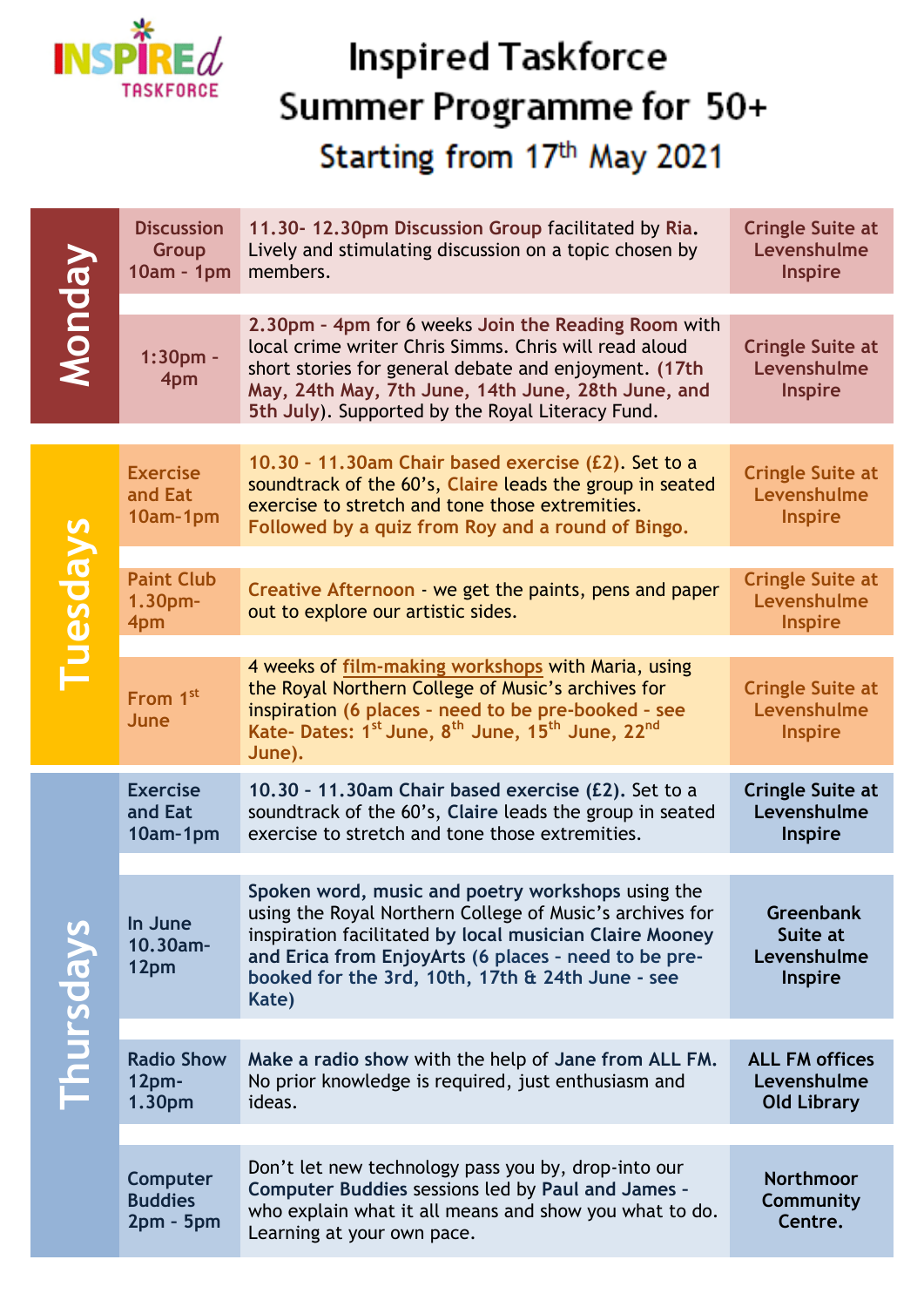INSPIREd TASKFORCE

# Inspired Taskforce Summer Programme for 50+

## Starting from 17th May 2021

| Day | Session | Details | Venue |
|---|---|---|---|
| Monday | Discussion Group 10am – 1pm | **11.30- 12.30pm Discussion Group** facilitated by **Ria**. Lively and stimulating discussion on a topic chosen by members. | Cringle Suite at Levenshulme Inspire |
| Monday | 1:30pm - 4pm | **2.30pm – 4pm** for 6 weeks **Join the Reading Room** with local crime writer Chris Simms. Chris will read aloud short stories for general debate and enjoyment. **(17th May, 24th May, 7th June, 14th June, 28th June, and 5th July)**. Supported by the Royal Literacy Fund. | Cringle Suite at Levenshulme Inspire |
| Tuesdays | Exercise and Eat 10am-1pm | **10.30 – 11.30am Chair based exercise (£2)**. Set to a soundtrack of the 60's, **Claire** leads the group in seated exercise to stretch and tone those extremities. **Followed by a quiz from Roy and a round of Bingo.** | Cringle Suite at Levenshulme Inspire |
| Tuesdays | Paint Club 1.30pm-4pm | **Creative Afternoon** - we get the paints, pens and paper out to explore our artistic sides. | Cringle Suite at Levenshulme Inspire |
| Tuesdays | From 1st June | 4 weeks of film-making workshops with Maria, using the Royal Northern College of Music's archives for inspiration **(6 places - need to be pre-booked - see Kate- Dates: 1st June, 8th June, 15th June, 22nd June).** | Cringle Suite at Levenshulme Inspire |
| Thursdays | Exercise and Eat 10am-1pm | **10.30 – 11.30am Chair based exercise (£2)**. Set to a soundtrack of the 60's, **Claire** leads the group in seated exercise to stretch and tone those extremities. | **Cringle Suite at Levenshulme Inspire** |
| Thursdays | In June 10.30am-12pm | **Spoken word, music and poetry workshops** using the using the Royal Northern College of Music's archives for inspiration facilitated **by local musician Claire Mooney and Erica from EnjoyArts (6 places – need to be pre-booked for the 3rd, 10th, 17th & 24th June - see Kate)** | **Greenbank Suite at Levenshulme Inspire** |
| Thursdays | Radio Show 12pm-1.30pm | **Make a radio show** with the help of **Jane from ALL FM**. No prior knowledge is required, just enthusiasm and ideas. | **ALL FM offices Levenshulme Old Library** |
| Thursdays | Computer Buddies 2pm - 5pm | Don't let new technology pass you by, drop-into our **Computer Buddies** sessions led by **Paul and James** – who explain what it all means and show you what to do. Learning at your own pace. | **Northmoor Community Centre.** |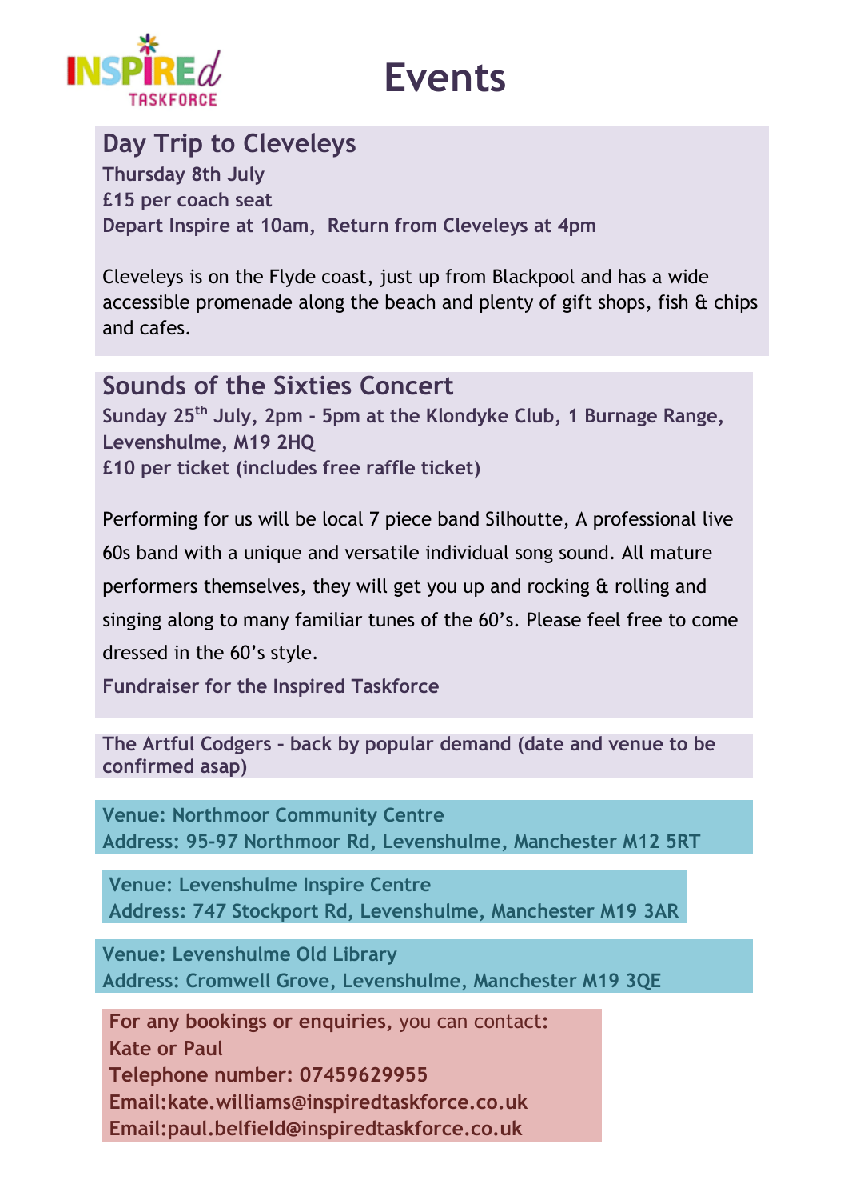INSPIREd TASKFORCE

# Events

## Day Trip to Cleveleys

**Thursday 8th July**
**£15 per coach seat**
**Depart Inspire at 10am, Return from Cleveleys at 4pm**

Cleveleys is on the Flyde coast, just up from Blackpool and has a wide accessible promenade along the beach and plenty of gift shops, fish & chips and cafes.

## Sounds of the Sixties Concert

**Sunday 25th July, 2pm - 5pm at the Klondyke Club, 1 Burnage Range, Levenshulme, M19 2HQ**
**£10 per ticket (includes free raffle ticket)**

Performing for us will be local 7 piece band Silhoutte, A professional live 60s band with a unique and versatile individual song sound. All mature performers themselves, they will get you up and rocking & rolling and singing along to many familiar tunes of the 60's. Please feel free to come dressed in the 60's style.

**Fundraiser for the Inspired Taskforce**

**The Artful Codgers – back by popular demand (date and venue to be confirmed asap)**

**Venue: Northmoor Community Centre**
**Address: 95-97 Northmoor Rd, Levenshulme, Manchester M12 5RT**

**Venue: Levenshulme Inspire Centre**
**Address: 747 Stockport Rd, Levenshulme, Manchester M19 3AR**

**Venue: Levenshulme Old Library**
**Address: Cromwell Grove, Levenshulme, Manchester M19 3QE**

**For any bookings or enquiries,** you can contact:
**Kate or Paul**
**Telephone number: 07459629955**
**Email:kate.williams@inspiredtaskforce.co.uk**
**Email:paul.belfield@inspiredtaskforce.co.uk**